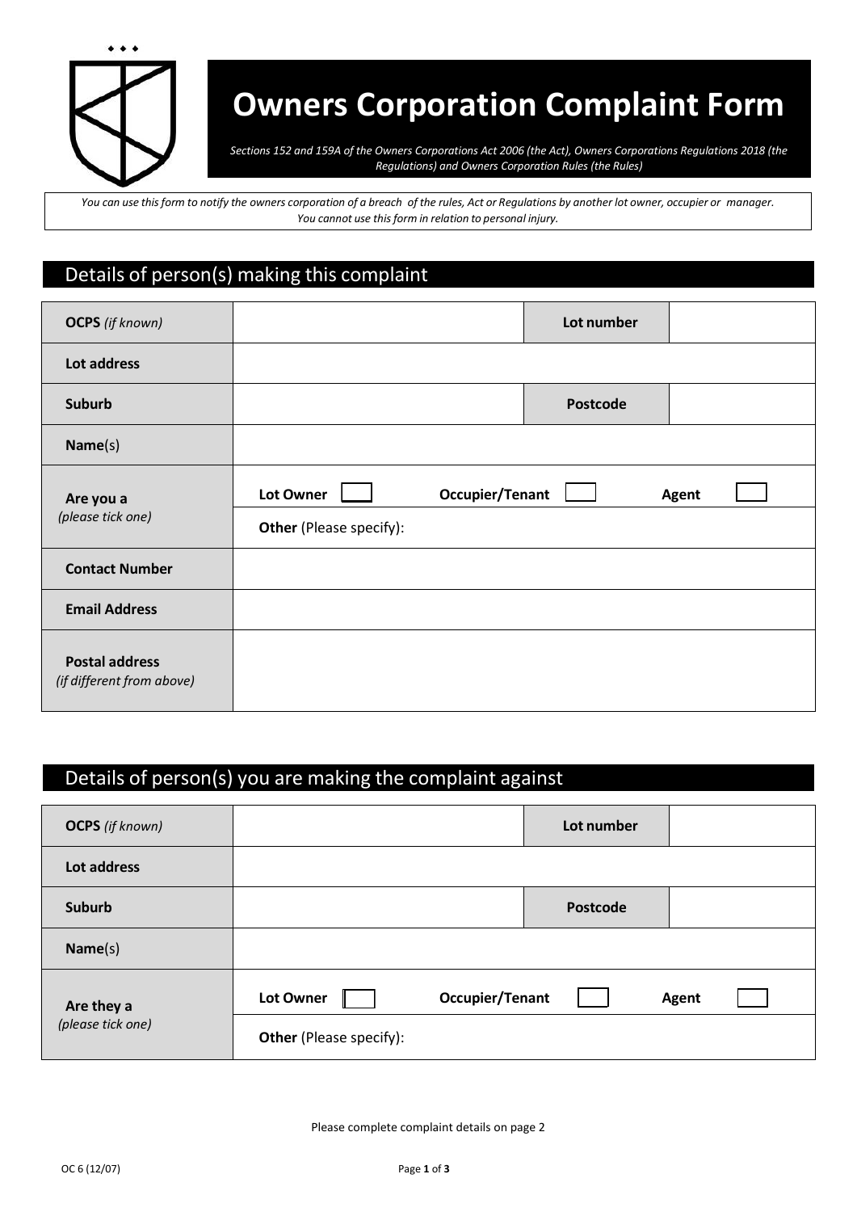# Owners Corporation Complaint Form

*Sections 152 and 159A of the Owners Corporations Act 2006 (the Act), Owners Corporations Regulations 2018 (the Regulations) and Owners Corporation Rules (the Rules)*

*You can use this form to notify the owners corporation of a breach of the rules, Act or Regulations by another lot owner, occupier or manager. You cannot use this form in relation to personal injury.*

## Details of person(s) making this complaint

| | | | |
|---|---|---|---|
| **OCPS** *(if known)* | | **Lot number** | |
| **Lot address** | | | |
| **Suburb** | | **Postcode** | |
| **Name**(s) | | | |
| **Are you a** *(please tick one)* | **Lot Owner** ☐ **Occupier/Tenant** ☐ **Agent** ☐ | | |
| | **Other** (Please specify): | | |
| **Contact Number** | | | |
| **Email Address** | | | |
| **Postal address** *(if different from above)* | | | |

## Details of person(s) you are making the complaint against

| | | | |
|---|---|---|---|
| **OCPS** *(if known)* | | **Lot number** | |
| **Lot address** | | | |
| **Suburb** | | **Postcode** | |
| **Name**(s) | | | |
| **Are they a** *(please tick one)* | **Lot Owner** ☐ **Occupier/Tenant** ☐ **Agent** ☐ | | |
| | **Other** (Please specify): | | |

Please complete complaint details on page 2

OC 6 (12/07)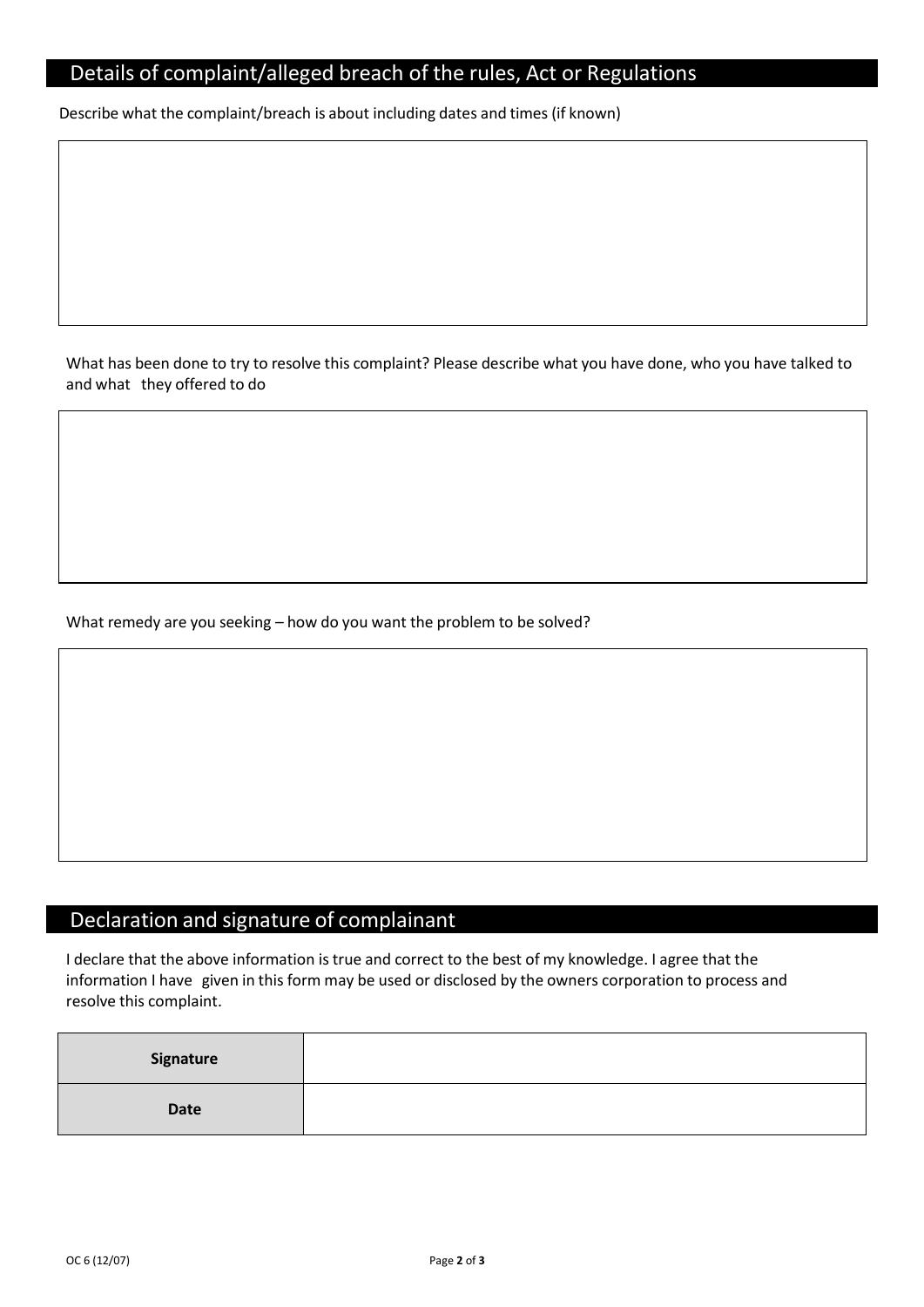## Details of complaint/alleged breach of the rules, Act or Regulations

Describe what the complaint/breach is about including dates and times (if known)

What has been done to try to resolve this complaint? Please describe what you have done, who you have talked to and what they offered to do

What remedy are you seeking – how do you want the problem to be solved?

## Declaration and signature of complainant

I declare that the above information is true and correct to the best of my knowledge. I agree that the information I have given in this form may be used or disclosed by the owners corporation to process and resolve this complaint.

| **Signature** | |
|---|---|
| **Date** | |

OC 6 (12/07)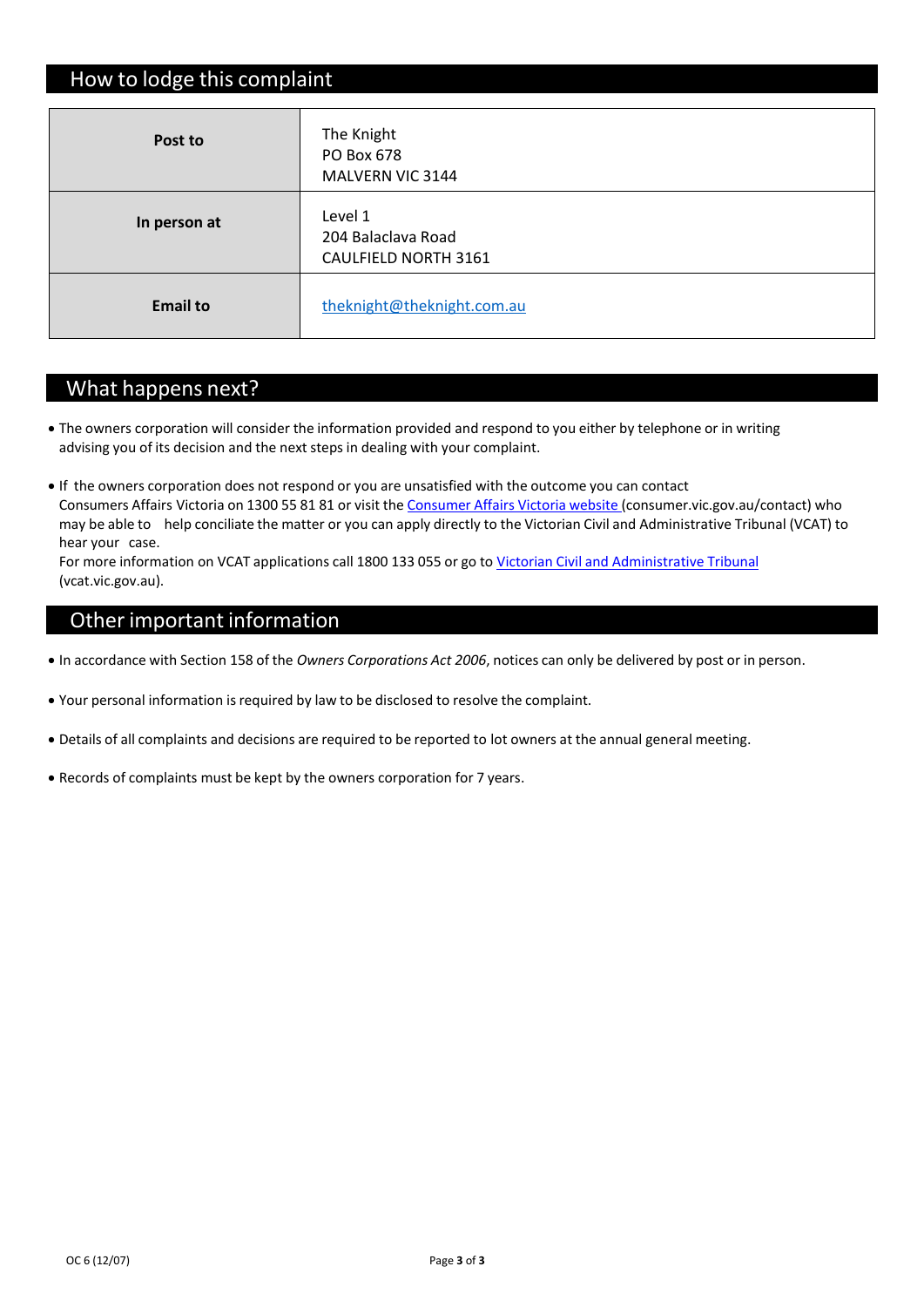## How to lodge this complaint

| | |
|---|---|
| **Post to** | The Knight<br>PO Box 678<br>MALVERN VIC 3144 |
| **In person at** | Level 1<br>204 Balaclava Road<br>CAULFIELD NORTH 3161 |
| **Email to** | theknight@theknight.com.au |

## What happens next?

- The owners corporation will consider the information provided and respond to you either by telephone or in writing advising you of its decision and the next steps in dealing with your complaint.
- If the owners corporation does not respond or you are unsatisfied with the outcome you can contact Consumers Affairs Victoria on 1300 55 81 81 or visit the Consumer Affairs Victoria website (consumer.vic.gov.au/contact) who may be able to help conciliate the matter or you can apply directly to the Victorian Civil and Administrative Tribunal (VCAT) to hear your case.
  For more information on VCAT applications call 1800 133 055 or go to Victorian Civil and Administrative Tribunal (vcat.vic.gov.au).

## Other important information

- In accordance with Section 158 of the *Owners Corporations Act 2006*, notices can only be delivered by post or in person.
- Your personal information is required by law to be disclosed to resolve the complaint.
- Details of all complaints and decisions are required to be reported to lot owners at the annual general meeting.
- Records of complaints must be kept by the owners corporation for 7 years.

OC 6 (12/07)